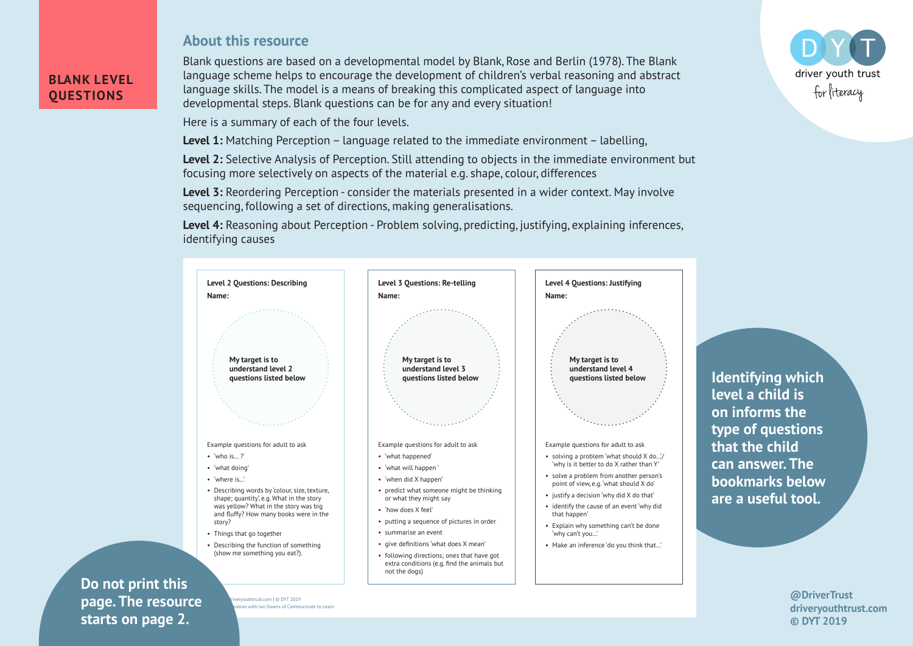# BLANK LEVEL QUESTIONS

## About this resource

Blank questions are based on a developmental model by Blank, Rose and Berlin (1978). The Blank language scheme helps to encourage the development of children's verbal reasoning and abstract language skills. The model is a means of breaking this complicated aspect of language into developmental steps. Blank questions can be for any and every situation!

Here is a summary of each of the four levels.

**Level 1:** Matching Perception – language related to the immediate environment – labelling,

**Level 2:** Selective Analysis of Perception. Still attending to objects in the immediate environment but focusing more selectively on aspects of the material e.g. shape, colour, differences

**Level 3:** Reordering Perception - consider the materials presented in a wider context. May involve sequencing, following a set of directions, making generalisations.

**Level 4:** Reasoning about Perception - Problem solving, predicting, justifying, explaining inferences, identifying causes

**Level 2 Questions: Describing**

**Name:**

**My target is to understand level 2 questions listed below**

Example questions for adult to ask

- 'who is... ?'
- 'what doing'
- 'where is...'
- Describing words by 'colour, size, texture, shape; quantity', e.g. What in the story was yellow? What in the story was big and fluffy? How many books were in the story?
- Things that go together
- Describing the function of something (show me something you eat?).

**Level 3 Questions: Re-telling**

**Name:**

**My target is to understand level 3 questions listed below**

Example questions for adult to ask

- 'what happened'
- 'what will happen'
- 'when did X happen'
- predict what someone might be thinking or what they might say
- 'how does X feel'
- putting a sequence of pictures in order
- summarise an event
- give definitions 'what does X mean'
- following directions; ones that have got extra conditions (e.g. find the animals but not the dogs)

**Level 4 Questions: Justifying**

**Name:**

**My target is to understand level 4 questions listed below**

Example questions for adult to ask

- solving a problem 'what should X do...'/ 'why is it better to do X rather than Y'
- solve a problem from another person's point of view, e.g. 'what should X do'
- justify a decision 'why did X do that'
- identify the cause of an event 'why did that happen'
- Explain why something can't be done 'why can't you...'
- Make an inference 'do you think that...'

driveryouthtrust.com | © DYT 2019
...ration with Jan Downs of Communicate to Learn

**Identifying which level a child is on informs the type of questions that the child can answer. The bookmarks below are a useful tool.**

**Do not print this page. The resource starts on page 2.**

**@DriverTrust**
**driveryouthtrust.com**
**© DYT 2019**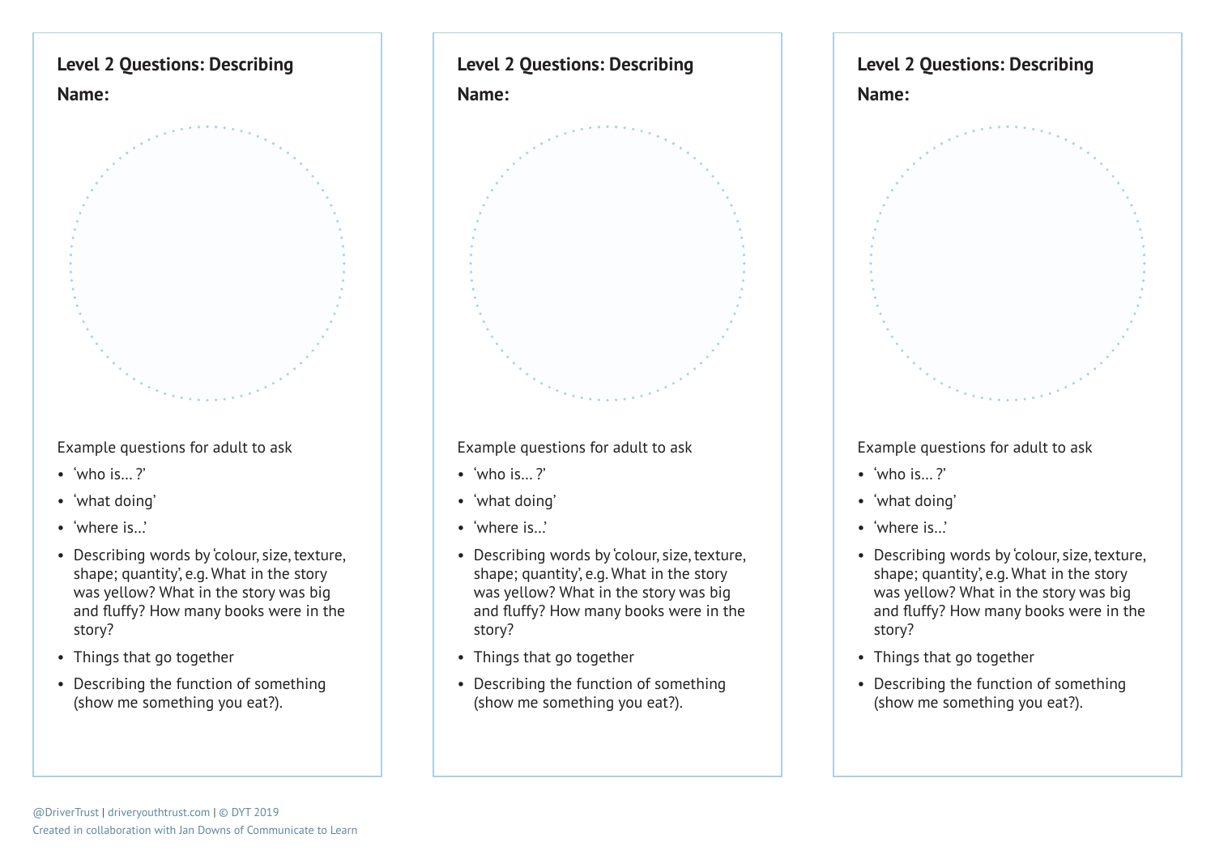## Level 2 Questions: Describing

**Name:**

Example questions for adult to ask

- 'who is… ?'
- 'what doing'
- 'where is…'
- Describing words by 'colour, size, texture, shape; quantity', e.g. What in the story was yellow? What in the story was big and fluffy? How many books were in the story?
- Things that go together
- Describing the function of something (show me something you eat?).

## Level 2 Questions: Describing

**Name:**

Example questions for adult to ask

- 'who is… ?'
- 'what doing'
- 'where is…'
- Describing words by 'colour, size, texture, shape; quantity', e.g. What in the story was yellow? What in the story was big and fluffy? How many books were in the story?
- Things that go together
- Describing the function of something (show me something you eat?).

## Level 2 Questions: Describing

**Name:**

Example questions for adult to ask

- 'who is… ?'
- 'what doing'
- 'where is…'
- Describing words by 'colour, size, texture, shape; quantity', e.g. What in the story was yellow? What in the story was big and fluffy? How many books were in the story?
- Things that go together
- Describing the function of something (show me something you eat?).

@DriverTrust | driveryouthtrust.com | © DYT 2019
Created in collaboration with Jan Downs of Communicate to Learn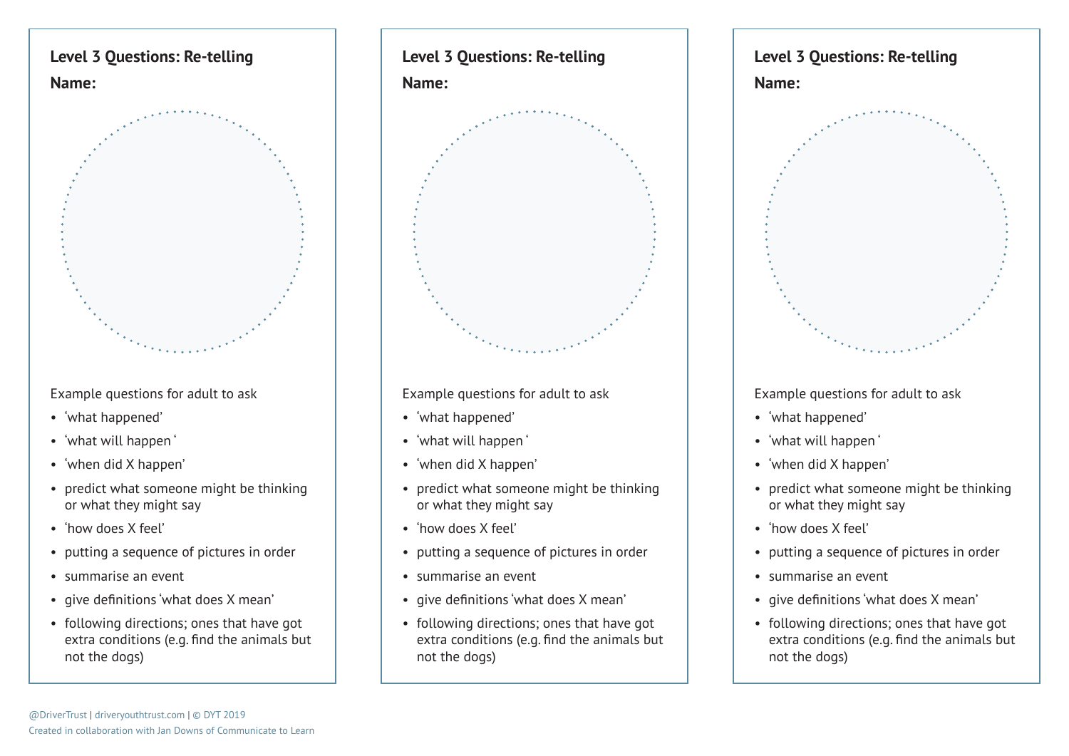## Level 3 Questions: Re-telling

**Name:**

Example questions for adult to ask

- 'what happened'
- 'what will happen '
- 'when did X happen'
- predict what someone might be thinking or what they might say
- 'how does X feel'
- putting a sequence of pictures in order
- summarise an event
- give definitions 'what does X mean'
- following directions; ones that have got extra conditions (e.g. find the animals but not the dogs)

## Level 3 Questions: Re-telling

**Name:**

Example questions for adult to ask

- 'what happened'
- 'what will happen '
- 'when did X happen'
- predict what someone might be thinking or what they might say
- 'how does X feel'
- putting a sequence of pictures in order
- summarise an event
- give definitions 'what does X mean'
- following directions; ones that have got extra conditions (e.g. find the animals but not the dogs)

## Level 3 Questions: Re-telling

**Name:**

Example questions for adult to ask

- 'what happened'
- 'what will happen '
- 'when did X happen'
- predict what someone might be thinking or what they might say
- 'how does X feel'
- putting a sequence of pictures in order
- summarise an event
- give definitions 'what does X mean'
- following directions; ones that have got extra conditions (e.g. find the animals but not the dogs)

@DriverTrust | driveryouthtrust.com | © DYT 2019
Created in collaboration with Jan Downs of Communicate to Learn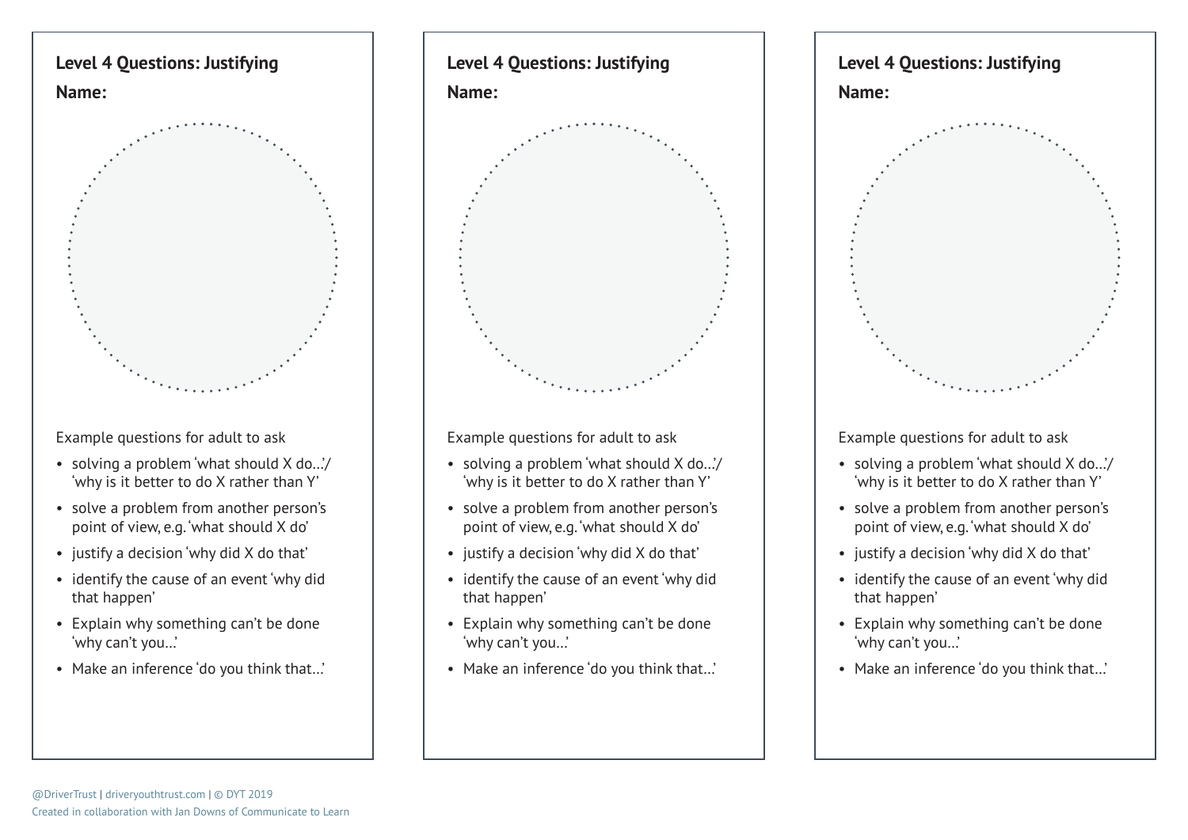## Level 4 Questions: Justifying

**Name:**

Example questions for adult to ask

- solving a problem 'what should X do…'/ 'why is it better to do X rather than Y'
- solve a problem from another person's point of view, e.g. 'what should X do'
- justify a decision 'why did X do that'
- identify the cause of an event 'why did that happen'
- Explain why something can't be done 'why can't you…'
- Make an inference 'do you think that…'

## Level 4 Questions: Justifying

**Name:**

Example questions for adult to ask

- solving a problem 'what should X do…'/ 'why is it better to do X rather than Y'
- solve a problem from another person's point of view, e.g. 'what should X do'
- justify a decision 'why did X do that'
- identify the cause of an event 'why did that happen'
- Explain why something can't be done 'why can't you…'
- Make an inference 'do you think that…'

## Level 4 Questions: Justifying

**Name:**

Example questions for adult to ask

- solving a problem 'what should X do…'/ 'why is it better to do X rather than Y'
- solve a problem from another person's point of view, e.g. 'what should X do'
- justify a decision 'why did X do that'
- identify the cause of an event 'why did that happen'
- Explain why something can't be done 'why can't you…'
- Make an inference 'do you think that…'

@DriverTrust | driveryouthtrust.com | © DYT 2019
Created in collaboration with Jan Downs of Communicate to Learn